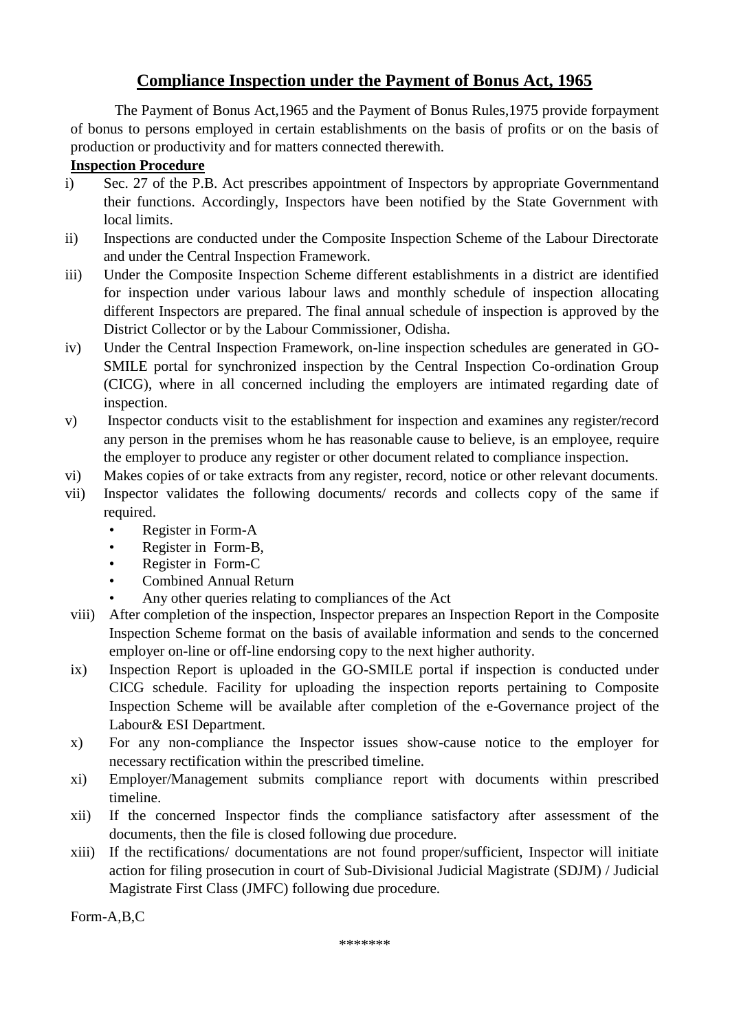# Compliance Inspection under the Payment of Bonus Act, 1965

The Payment of Bonus Act,1965 and the Payment of Bonus Rules,1975 provide forpayment of bonus to persons employed in certain establishments on the basis of profits or on the basis of production or productivity and for matters connected therewith.

**Inspection Procedure**

i) Sec. 27 of the P.B. Act prescribes appointment of Inspectors by appropriate Governmentand their functions. Accordingly, Inspectors have been notified by the State Government with local limits.

ii) Inspections are conducted under the Composite Inspection Scheme of the Labour Directorate and under the Central Inspection Framework.

iii) Under the Composite Inspection Scheme different establishments in a district are identified for inspection under various labour laws and monthly schedule of inspection allocating different Inspectors are prepared. The final annual schedule of inspection is approved by the District Collector or by the Labour Commissioner, Odisha.

iv) Under the Central Inspection Framework, on-line inspection schedules are generated in GO-SMILE portal for synchronized inspection by the Central Inspection Co-ordination Group (CICG), where in all concerned including the employers are intimated regarding date of inspection.

v) Inspector conducts visit to the establishment for inspection and examines any register/record any person in the premises whom he has reasonable cause to believe, is an employee, require the employer to produce any register or other document related to compliance inspection.

vi) Makes copies of or take extracts from any register, record, notice or other relevant documents.

vii) Inspector validates the following documents/ records and collects copy of the same if required.
   - Register in Form-A
   - Register in Form-B,
   - Register in Form-C
   - Combined Annual Return
   - Any other queries relating to compliances of the Act

viii) After completion of the inspection, Inspector prepares an Inspection Report in the Composite Inspection Scheme format on the basis of available information and sends to the concerned employer on-line or off-line endorsing copy to the next higher authority.

ix) Inspection Report is uploaded in the GO-SMILE portal if inspection is conducted under CICG schedule. Facility for uploading the inspection reports pertaining to Composite Inspection Scheme will be available after completion of the e-Governance project of the Labour& ESI Department.

x) For any non-compliance the Inspector issues show-cause notice to the employer for necessary rectification within the prescribed timeline.

xi) Employer/Management submits compliance report with documents within prescribed timeline.

xii) If the concerned Inspector finds the compliance satisfactory after assessment of the documents, then the file is closed following due procedure.

xiii) If the rectifications/ documentations are not found proper/sufficient, Inspector will initiate action for filing prosecution in court of Sub-Divisional Judicial Magistrate (SDJM) / Judicial Magistrate First Class (JMFC) following due procedure.

Form-A,B,C

*******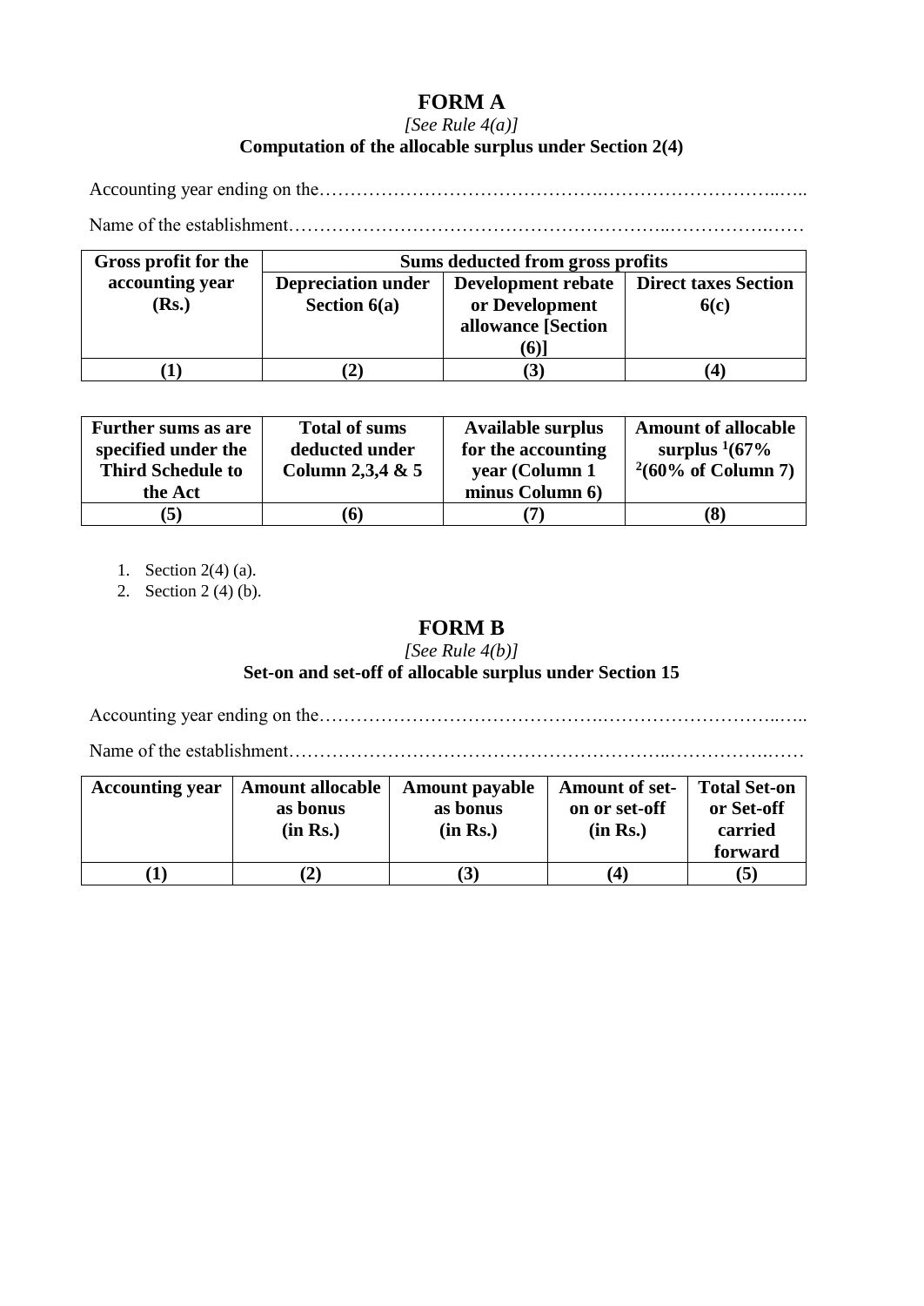# FORM A

*[See Rule 4(a)]*

**Computation of the allocable surplus under Section 2(4)**

Accounting year ending on the………………………………………..…………………………..…..

Name of the establishment…………………………………………………..……………..……

| Gross profit for the accounting year (Rs.) | Sums deducted from gross profits | | |
|---|---|---|---|
| | Depreciation under Section 6(a) | Development rebate or Development allowance [Section (6)] | Direct taxes Section 6(c) |
| (1) | (2) | (3) | (4) |

| Further sums as are specified under the Third Schedule to the Act | Total of sums deducted under Column 2,3,4 & 5 | Available surplus for the accounting year (Column 1 minus Column 6) | Amount of allocable surplus [1](67% [2](60% of Column 7) |
|---|---|---|---|
| (5) | (6) | (7) | (8) |

1. Section 2(4) (a).
2. Section 2 (4) (b).

# FORM B

*[See Rule 4(b)]*

**Set-on and set-off of allocable surplus under Section 15**

Accounting year ending on the………………………………………..…………………………..…..

Name of the establishment…………………………………………………..……………..……

| Accounting year | Amount allocable as bonus (in Rs.) | Amount payable as bonus (in Rs.) | Amount of set-on or set-off (in Rs.) | Total Set-on or Set-off carried forward |
|---|---|---|---|---|
| (1) | (2) | (3) | (4) | (5) |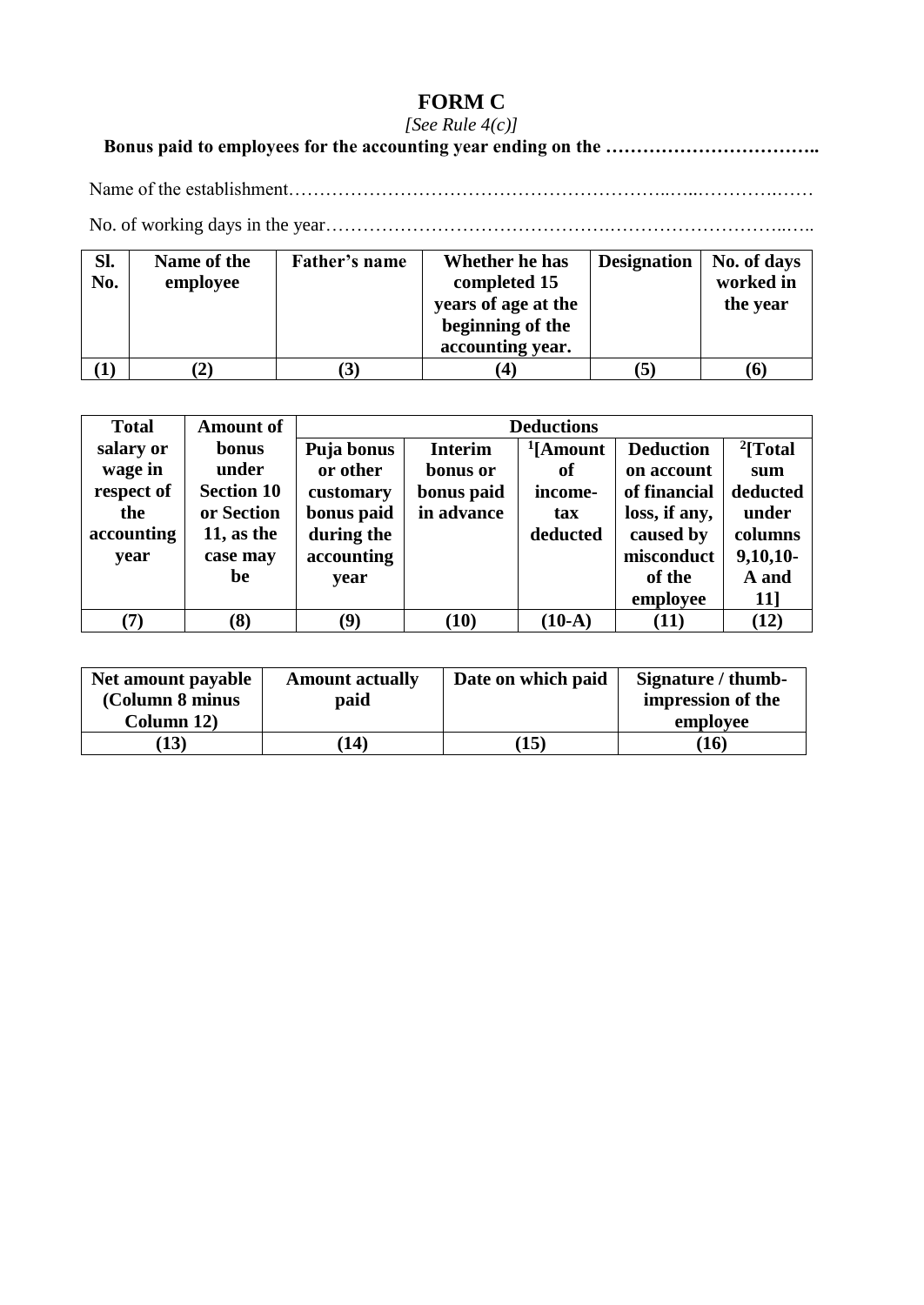# FORM C

*[See Rule 4(c)]*

**Bonus paid to employees for the accounting year ending on the ……………………………..**

Name of the establishment………………………………………………………..…..…………….……

No. of working days in the year…………………………………….…………………………..…..

| Sl. No. | Name of the employee | Father's name | Whether he has completed 15 years of age at the beginning of the accounting year. | Designation | No. of days worked in the year |
|---|---|---|---|---|---|
| (1) | (2) | (3) | (4) | (5) | (6) |

| Total salary or wage in respect of the accounting year | Amount of bonus under Section 10 or Section 11, as the case may be | Deductions | | | | |
|---|---|---|---|---|---|---|
| | | Puja bonus or other customary bonus paid during the accounting year | Interim bonus or bonus paid in advance | [1][Amount of income-tax deducted | Deduction on account of financial loss, if any, caused by misconduct of the employee | [2][Total sum deducted under columns 9,10,10-A and 11] |
| (7) | (8) | (9) | (10) | (10-A) | (11) | (12) |

| Net amount payable (Column 8 minus Column 12) | Amount actually paid | Date on which paid | Signature / thumb-impression of the employee |
|---|---|---|---|
| (13) | (14) | (15) | (16) |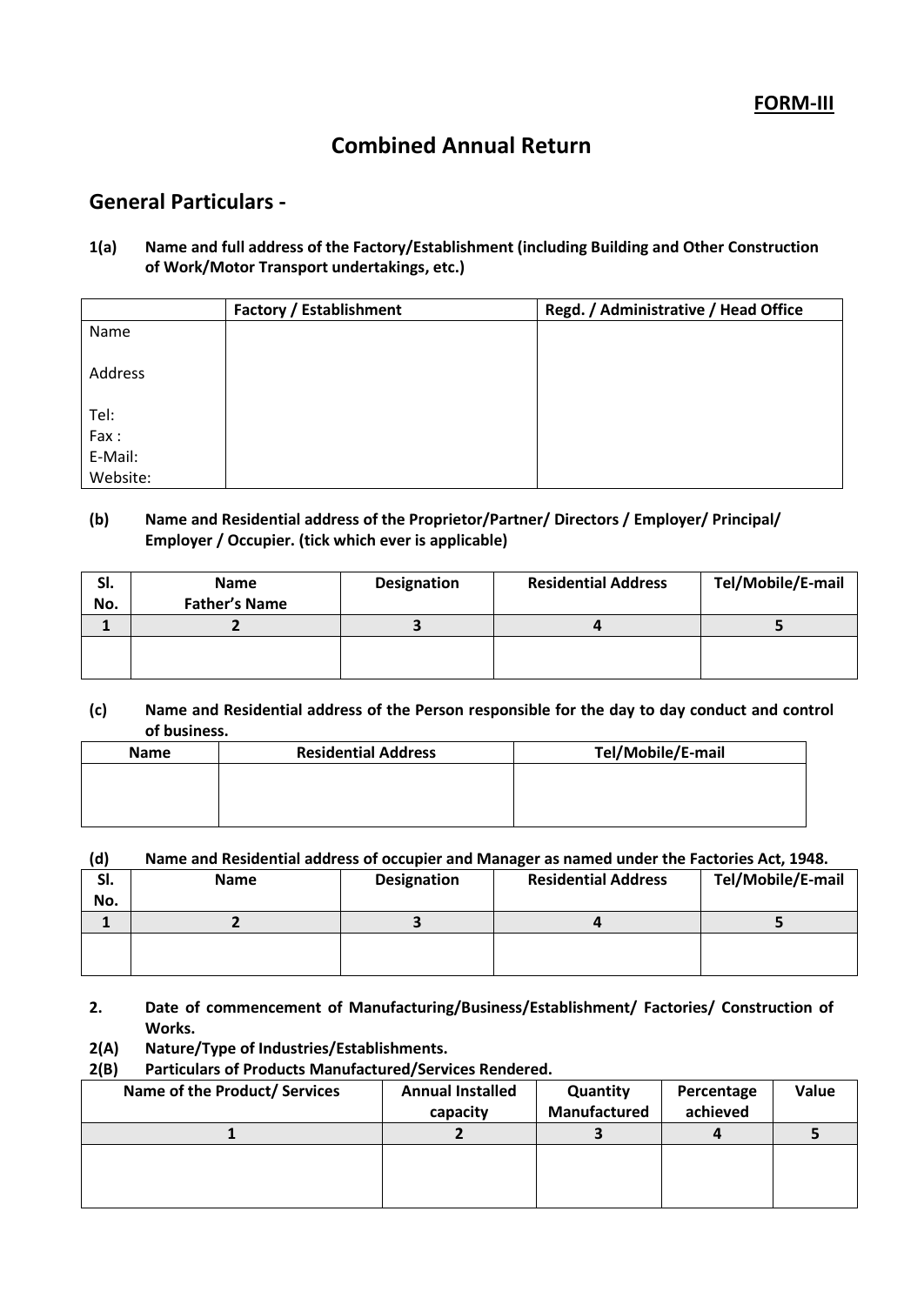**FORM-III**

# Combined Annual Return

## General Particulars -

**1(a) Name and full address of the Factory/Establishment (including Building and Other Construction of Work/Motor Transport undertakings, etc.)**

| | Factory / Establishment | Regd. / Administrative / Head Office |
|---|---|---|
| Name<br><br>Address<br><br>Tel:<br>Fax :<br>E-Mail:<br>Website: | | |

**(b) Name and Residential address of the Proprietor/Partner/ Directors / Employer/ Principal/ Employer / Occupier. (tick which ever is applicable)**

| Sl. No. | Name Father's Name | Designation | Residential Address | Tel/Mobile/E-mail |
|---|---|---|---|---|
| 1 | 2 | 3 | 4 | 5 |
| | | | | |

**(c) Name and Residential address of the Person responsible for the day to day conduct and control of business.**

| Name | Residential Address | Tel/Mobile/E-mail |
|---|---|---|
| | | |

**(d) Name and Residential address of occupier and Manager as named under the Factories Act, 1948.**

| Sl. No. | Name | Designation | Residential Address | Tel/Mobile/E-mail |
|---|---|---|---|---|
| 1 | 2 | 3 | 4 | 5 |
| | | | | |

**2. Date of commencement of Manufacturing/Business/Establishment/ Factories/ Construction of Works.**

**2(A) Nature/Type of Industries/Establishments.**

**2(B) Particulars of Products Manufactured/Services Rendered.**

| Name of the Product/ Services | Annual Installed capacity | Quantity Manufactured | Percentage achieved | Value |
|---|---|---|---|---|
| 1 | 2 | 3 | 4 | 5 |
| | | | | |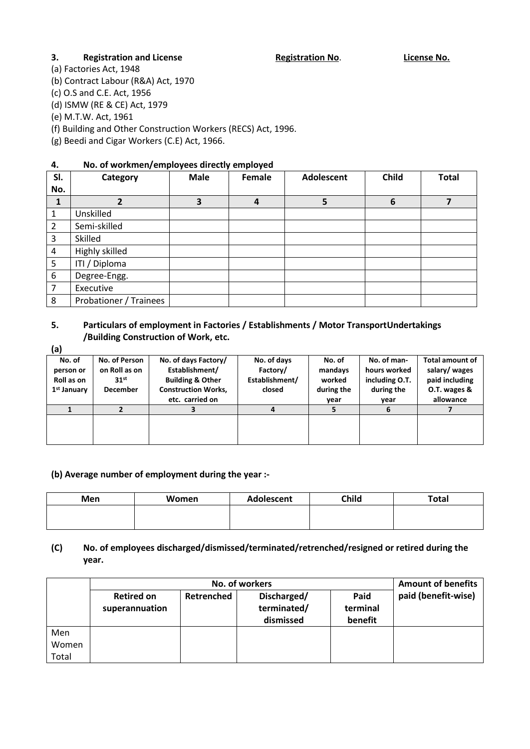### 3. Registration and License **Registration No**. **License No.**

(a) Factories Act, 1948
(b) Contract Labour (R&A) Act, 1970
(c) O.S and C.E. Act, 1956
(d) ISMW (RE & CE) Act, 1979
(e) M.T.W. Act, 1961
(f) Building and Other Construction Workers (RECS) Act, 1996.
(g) Beedi and Cigar Workers (C.E) Act, 1966.

### 4. No. of workmen/employees directly employed

| Sl. No. | Category | Male | Female | Adolescent | Child | Total |
|---|---|---|---|---|---|---|
| 1 | 2 | 3 | 4 | 5 | 6 | 7 |
| 1 | Unskilled | | | | | |
| 2 | Semi-skilled | | | | | |
| 3 | Skilled | | | | | |
| 4 | Highly skilled | | | | | |
| 5 | ITI / Diploma | | | | | |
| 6 | Degree-Engg. | | | | | |
| 7 | Executive | | | | | |
| 8 | Probationer / Trainees | | | | | |

### 5. Particulars of employment in Factories / Establishments / Motor TransportUndertakings /Building Construction of Work, etc.

**(a)**

| No. of person or Roll as on 1st January | No. of Person on Roll as on 31st December | No. of days Factory/ Establishment/ Building & Other Construction Works, etc. carried on | No. of days Factory/ Establishment/ closed | No. of mandays worked during the year | No. of man-hours worked including O.T. during the year | Total amount of salary/ wages paid including O.T. wages & allowance |
|---|---|---|---|---|---|---|
| 1 | 2 | 3 | 4 | 5 | 6 | 7 |
| | | | | | | |

**(b) Average number of employment during the year :-**

| Men | Women | Adolescent | Child | Total |
|---|---|---|---|---|
| | | | | |

**(C) No. of employees discharged/dismissed/terminated/retrenched/resigned or retired during the year.**

| | No. of workers | | | | Amount of benefits paid (benefit-wise) |
|---|---|---|---|---|---|
| | Retired on superannuation | Retrenched | Discharged/ terminated/ dismissed | Paid terminal benefit | |
| Men | | | | | |
| Women | | | | | |
| Total | | | | | |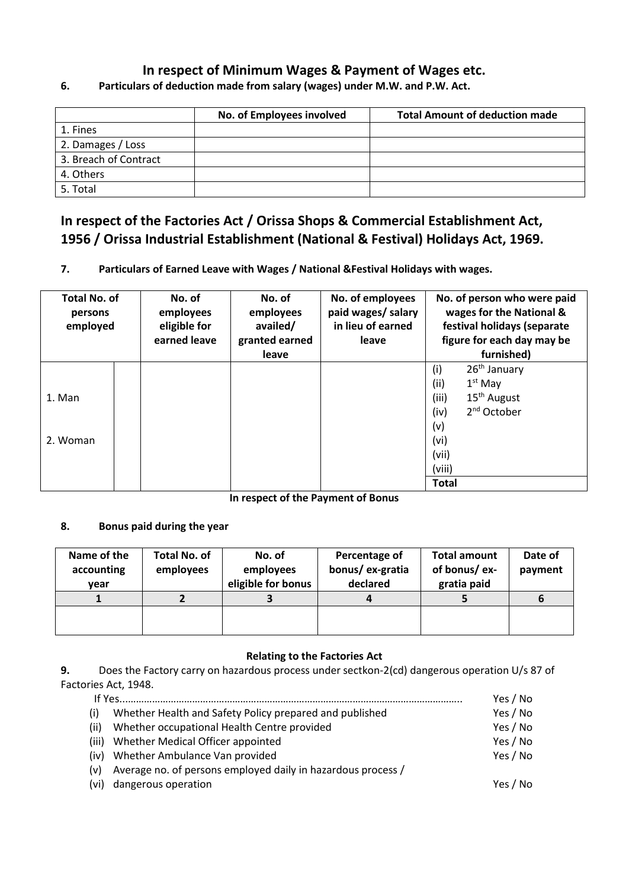## In respect of Minimum Wages & Payment of Wages etc.

**6. Particulars of deduction made from salary (wages) under M.W. and P.W. Act.**

| | No. of Employees involved | Total Amount of deduction made |
|---|---|---|
| 1. Fines | | |
| 2. Damages / Loss | | |
| 3. Breach of Contract | | |
| 4. Others | | |
| 5. Total | | |

## In respect of the Factories Act / Orissa Shops & Commercial Establishment Act, 1956 / Orissa Industrial Establishment (National & Festival) Holidays Act, 1969.

**7. Particulars of Earned Leave with Wages / National &Festival Holidays with wages.**

| Total No. of persons employed | | No. of employees eligible for earned leave | No. of employees availed/ granted earned leave | No. of employees paid wages/ salary in lieu of earned leave | No. of person who were paid wages for the National & festival holidays (separate figure for each day may be furnished) |
|---|---|---|---|---|---|
| | | | | | (i) 26th January |
| 1. Man | | | | | (ii) 1st May |
| | | | | | (iii) 15th August |
| | | | | | (iv) 2nd October |
| | | | | | (v) |
| 2. Woman | | | | | (vi) |
| | | | | | (vii) |
| | | | | | (viii) |
| | | | | | **Total** |

**In respect of the Payment of Bonus**

**8. Bonus paid during the year**

| Name of the accounting year | Total No. of employees | No. of employees eligible for bonus | Percentage of bonus/ ex-gratia declared | Total amount of bonus/ ex-gratia paid | Date of payment |
|---|---|---|---|---|---|
| 1 | 2 | 3 | 4 | 5 | 6 |
| | | | | | |

**Relating to the Factories Act**

**9.** Does the Factory carry on hazardous process under sectkon-2(cd) dangerous operation U/s 87 of Factories Act, 1948.

If Yes............................................................................................................................ Yes / No

(i) Whether Health and Safety Policy prepared and published Yes / No

(ii) Whether occupational Health Centre provided Yes / No

(iii) Whether Medical Officer appointed Yes / No

(iv) Whether Ambulance Van provided Yes / No

(v) Average no. of persons employed daily in hazardous process /

(vi) dangerous operation Yes / No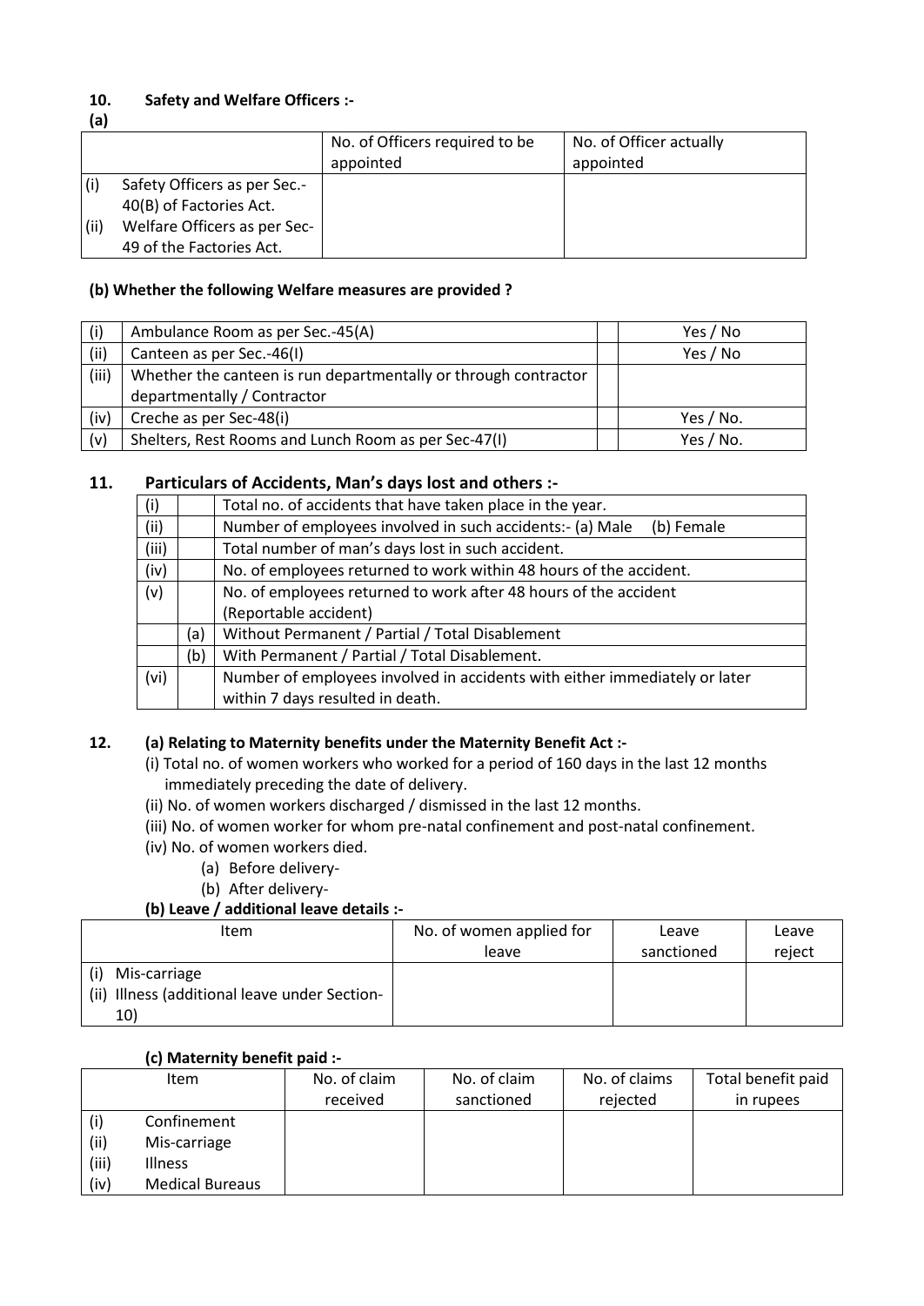**10. Safety and Welfare Officers :-**

**(a)**

| | No. of Officers required to be appointed | No. of Officer actually appointed |
|---|---|---|
| (i) Safety Officers as per Sec.-40(B) of Factories Act.<br>(ii) Welfare Officers as per Sec-49 of the Factories Act. | | |

**(b) Whether the following Welfare measures are provided ?**

| | | | |
|---|---|---|---|
| (i) | Ambulance Room as per Sec.-45(A) | | Yes / No |
| (ii) | Canteen as per Sec.-46(I) | | Yes / No |
| (iii) | Whether the canteen is run departmentally or through contractor departmentally / Contractor | | |
| (iv) | Creche as per Sec-48(i) | | Yes / No. |
| (v) | Shelters, Rest Rooms and Lunch Room as per Sec-47(I) | | Yes / No. |

**11. Particulars of Accidents, Man's days lost and others :-**

| | | |
|---|---|---|
| (i) | | Total no. of accidents that have taken place in the year. |
| (ii) | | Number of employees involved in such accidents:- (a) Male (b) Female |
| (iii) | | Total number of man's days lost in such accident. |
| (iv) | | No. of employees returned to work within 48 hours of the accident. |
| (v) | | No. of employees returned to work after 48 hours of the accident (Reportable accident) |
| | (a) | Without Permanent / Partial / Total Disablement |
| | (b) | With Permanent / Partial / Total Disablement. |
| (vi) | | Number of employees involved in accidents with either immediately or later within 7 days resulted in death. |

**12. (a) Relating to Maternity benefits under the Maternity Benefit Act :-**

(i) Total no. of women workers who worked for a period of 160 days in the last 12 months immediately preceding the date of delivery.

(ii) No. of women workers discharged / dismissed in the last 12 months.

(iii) No. of women worker for whom pre-natal confinement and post-natal confinement.

(iv) No. of women workers died.

- (a) Before delivery-
- (b) After delivery-

**(b) Leave / additional leave details :-**

| Item | No. of women applied for leave | Leave sanctioned | Leave reject |
|---|---|---|---|
| (i) Mis-carriage<br>(ii) Illness (additional leave under Section-10) | | | |

**(c) Maternity benefit paid :-**

| Item | No. of claim received | No. of claim sanctioned | No. of claims rejected | Total benefit paid in rupees |
|---|---|---|---|---|
| (i) Confinement<br>(ii) Mis-carriage<br>(iii) Illness<br>(iv) Medical Bureaus | | | | |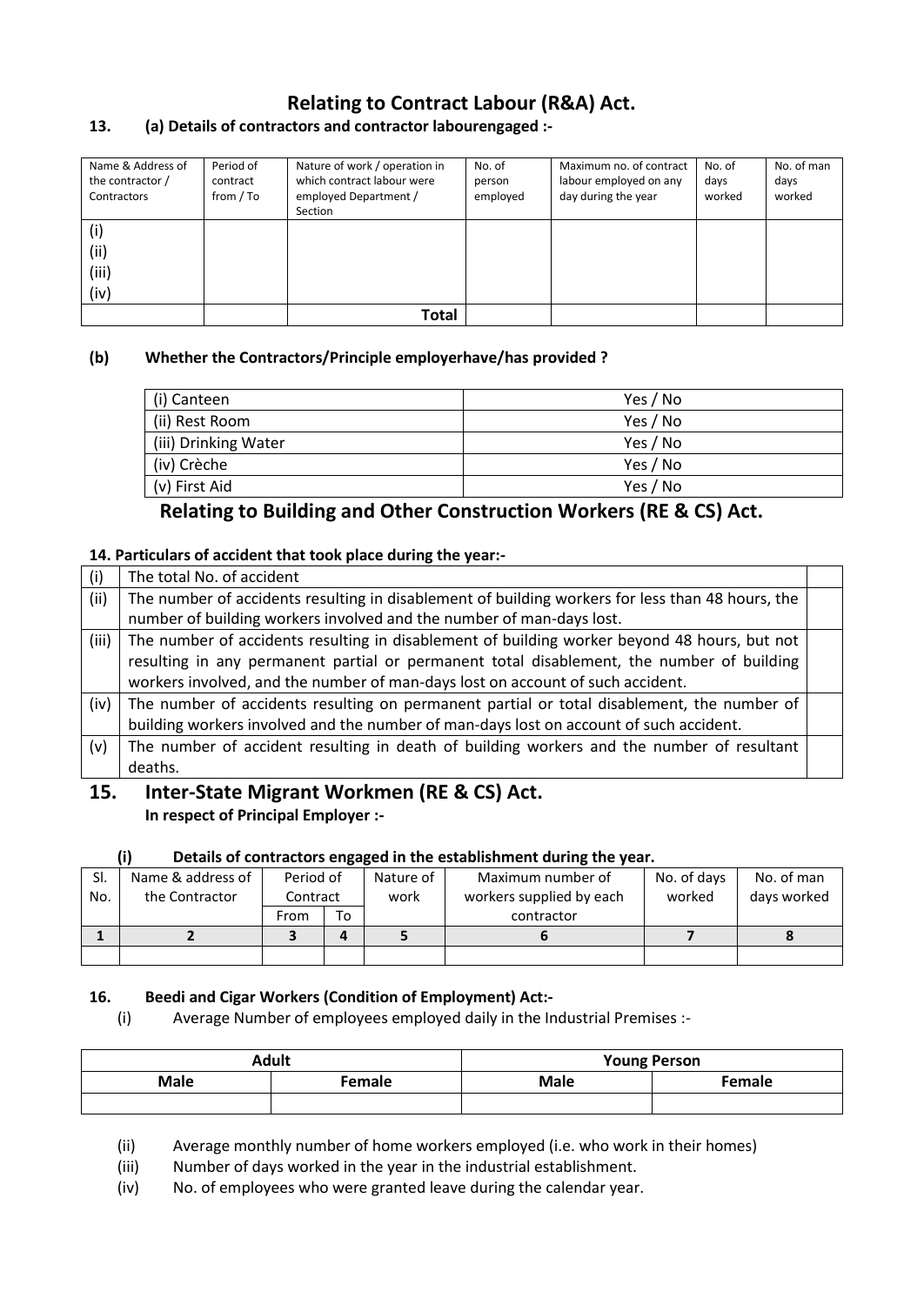## Relating to Contract Labour (R&A) Act.

**13. (a) Details of contractors and contractor labourengaged :-**

| Name & Address of the contractor / Contractors | Period of contract from / To | Nature of work / operation in which contract labour were employed Department / Section | No. of person employed | Maximum no. of contract labour employed on any day during the year | No. of days worked | No. of man days worked |
|---|---|---|---|---|---|---|
| (i)<br>(ii)<br>(iii)<br>(iv) | | | | | | |
| | | **Total** | | | | |

**(b) Whether the Contractors/Principle employerhave/has provided ?**

| | |
|---|---|
| (i) Canteen | Yes / No |
| (ii) Rest Room | Yes / No |
| (iii) Drinking Water | Yes / No |
| (iv) Crèche | Yes / No |
| (v) First Aid | Yes / No |

## Relating to Building and Other Construction Workers (RE & CS) Act.

**14. Particulars of accident that took place during the year:-**

| | | |
|---|---|---|
| (i) | The total No. of accident | |
| (ii) | The number of accidents resulting in disablement of building workers for less than 48 hours, the number of building workers involved and the number of man-days lost. | |
| (iii) | The number of accidents resulting in disablement of building worker beyond 48 hours, but not resulting in any permanent partial or permanent total disablement, the number of building workers involved, and the number of man-days lost on account of such accident. | |
| (iv) | The number of accidents resulting on permanent partial or total disablement, the number of building workers involved and the number of man-days lost on account of such accident. | |
| (v) | The number of accident resulting in death of building workers and the number of resultant deaths. | |

## 15. Inter-State Migrant Workmen (RE & CS) Act.

**In respect of Principal Employer :-**

**(i) Details of contractors engaged in the establishment during the year.**

| Sl. No. | Name & address of the Contractor | Period of Contract | | Nature of work | Maximum number of workers supplied by each contractor | No. of days worked | No. of man days worked |
|---|---|---|---|---|---|---|---|
| | | From | To | | | | |
| **1** | **2** | **3** | **4** | **5** | **6** | **7** | **8** |
| | | | | | | | |

**16. Beedi and Cigar Workers (Condition of Employment) Act:-**

(i) Average Number of employees employed daily in the Industrial Premises :-

| **Adult** | | **Young Person** | |
|---|---|---|---|
| **Male** | **Female** | **Male** | **Female** |
| | | | |

(ii) Average monthly number of home workers employed (i.e. who work in their homes)

(iii) Number of days worked in the year in the industrial establishment.

(iv) No. of employees who were granted leave during the calendar year.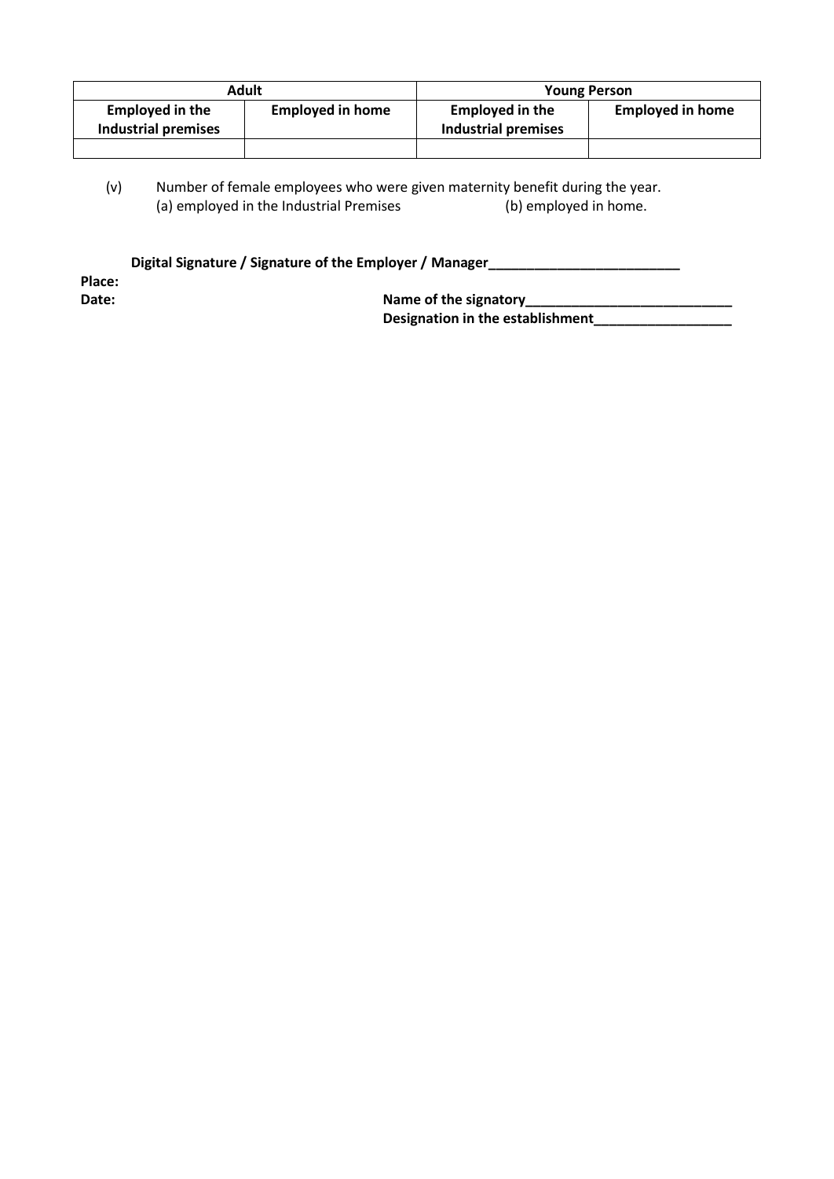| Adult | | Young Person | |
|---|---|---|---|
| **Employed in the Industrial premises** | **Employed in home** | **Employed in the Industrial premises** | **Employed in home** |
| | | | |

(v) Number of female employees who were given maternity benefit during the year.
(a) employed in the Industrial Premises (b) employed in home.

**Digital Signature / Signature of the Employer / Manager_________________________**

**Place:**

**Date:**

**Name of the signatory___________________________**

**Designation in the establishment__________________**